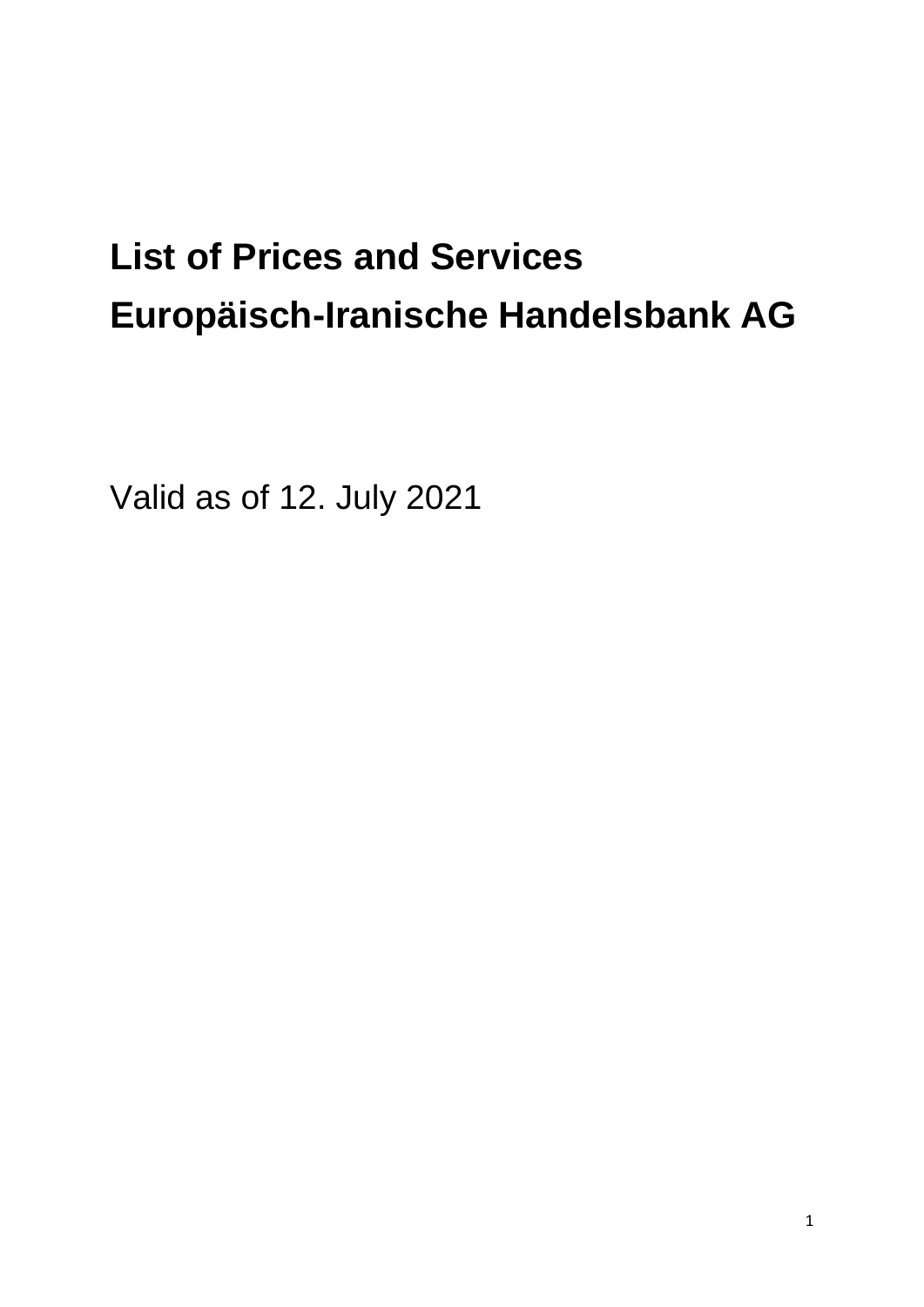# List of Prices and Services
# Europäisch-Iranische Handelsbank AG

Valid as of 12. July 2021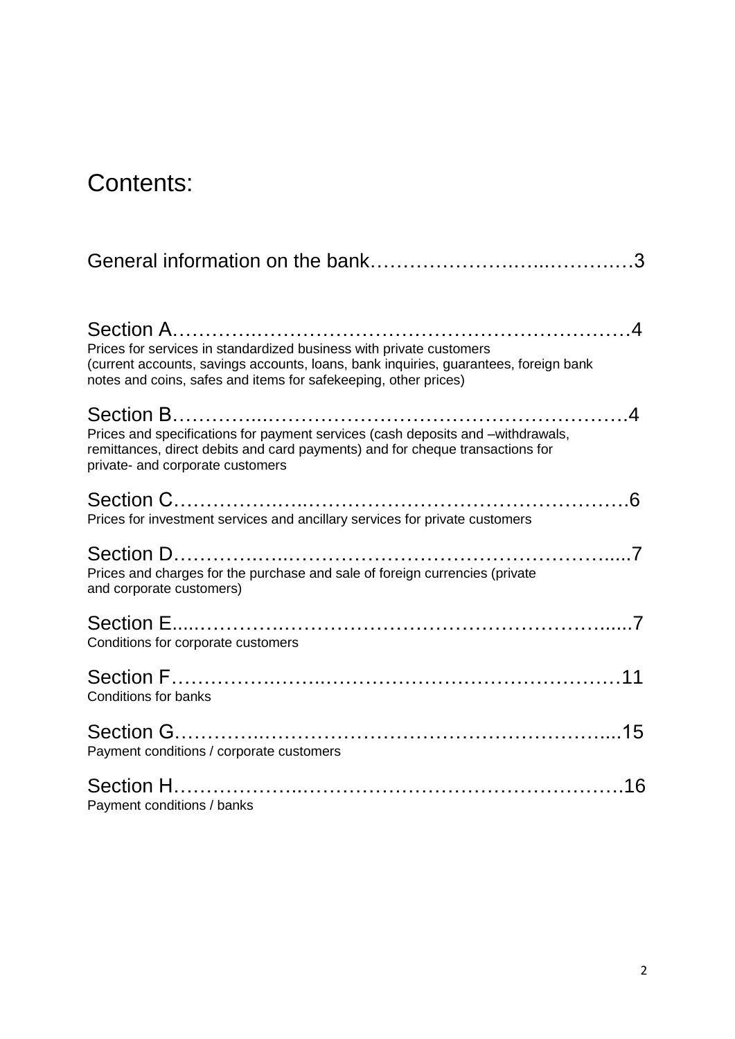# Contents:

General information on the bank……………………..…...…………3

Section A………….…………………………………………………4
Prices for services in standardized business with private customers
(current accounts, savings accounts, loans, bank inquiries, guarantees, foreign bank
notes and coins, safes and items for safekeeping, other prices)

Section B…………..………………………………………………….4
Prices and specifications for payment services (cash deposits and –withdrawals,
remittances, direct debits and card payments) and for cheque transactions for
private- and corporate customers

Section C……………….……………………………………………6
Prices for investment services and ancillary services for private customers

Section D…………….………………………………………….......7
Prices and charges for the purchase and sale of foreign currencies (private
and corporate customers)

Section E.....……………….……………………………………......7
Conditions for corporate customers

Section F……………….…..……………………………………….11
Conditions for banks

Section G…………..……………………………………………....15
Payment conditions / corporate customers

Section H………………..…………………………………………16
Payment conditions / banks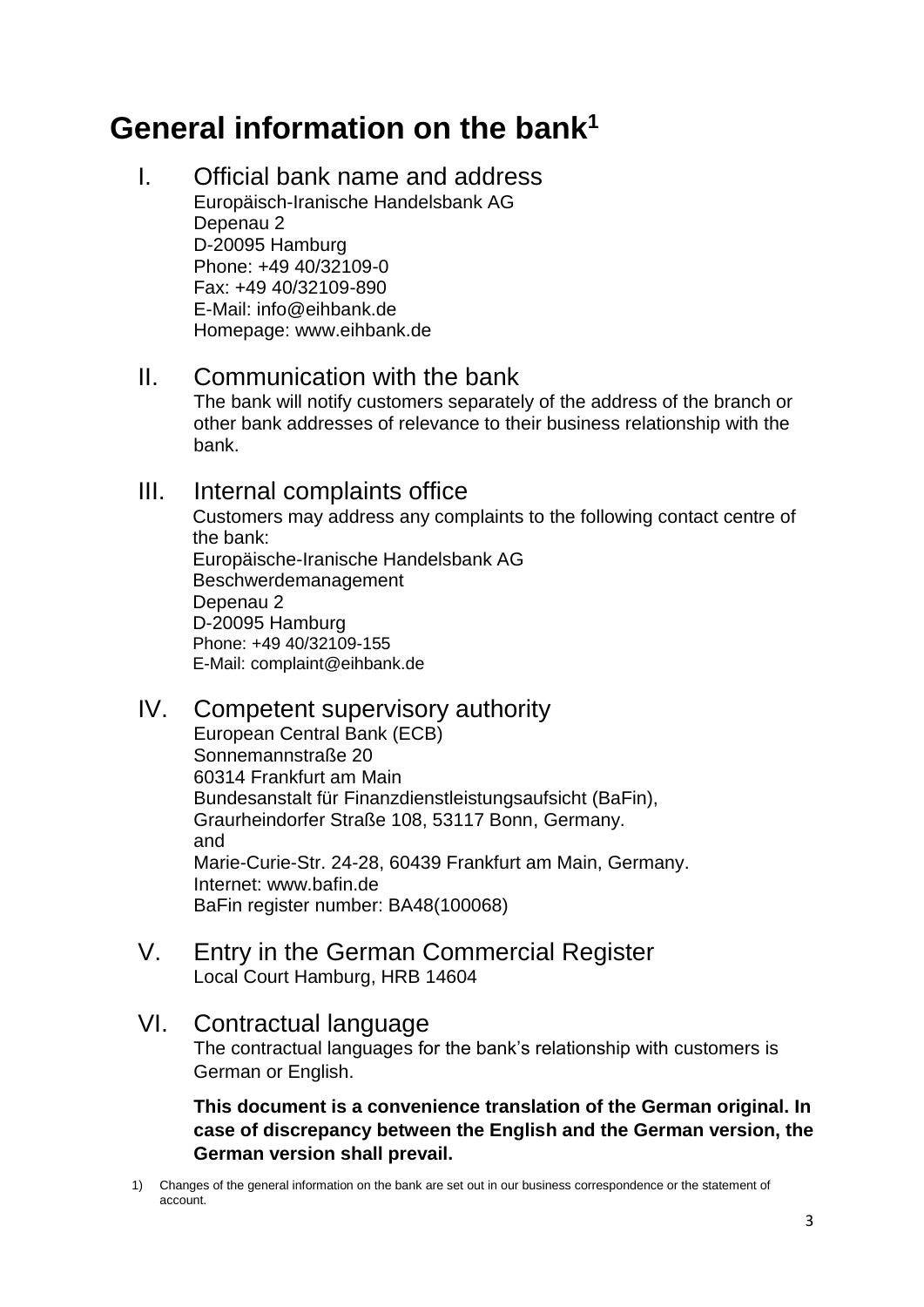# General information on the bank[1]

## I. Official bank name and address

Europäisch-Iranische Handelsbank AG
Depenau 2
D-20095 Hamburg
Phone: +49 40/32109-0
Fax: +49 40/32109-890
E-Mail: info@eihbank.de
Homepage: www.eihbank.de

## II. Communication with the bank

The bank will notify customers separately of the address of the branch or other bank addresses of relevance to their business relationship with the bank.

## III. Internal complaints office

Customers may address any complaints to the following contact centre of the bank:
Europäische-Iranische Handelsbank AG
Beschwerdemanagement
Depenau 2
D-20095 Hamburg
Phone: +49 40/32109-155
E-Mail: complaint@eihbank.de

## IV. Competent supervisory authority

European Central Bank (ECB)
Sonnemannstraße 20
60314 Frankfurt am Main
Bundesanstalt für Finanzdienstleistungsaufsicht (BaFin),
Graurheindorfer Straße 108, 53117 Bonn, Germany.
and
Marie-Curie-Str. 24-28, 60439 Frankfurt am Main, Germany.
Internet: www.bafin.de
BaFin register number: BA48(100068)

## V. Entry in the German Commercial Register

Local Court Hamburg, HRB 14604

## VI. Contractual language

The contractual languages for the bank's relationship with customers is German or English.

**This document is a convenience translation of the German original. In case of discrepancy between the English and the German version, the German version shall prevail.**

1) Changes of the general information on the bank are set out in our business correspondence or the statement of account.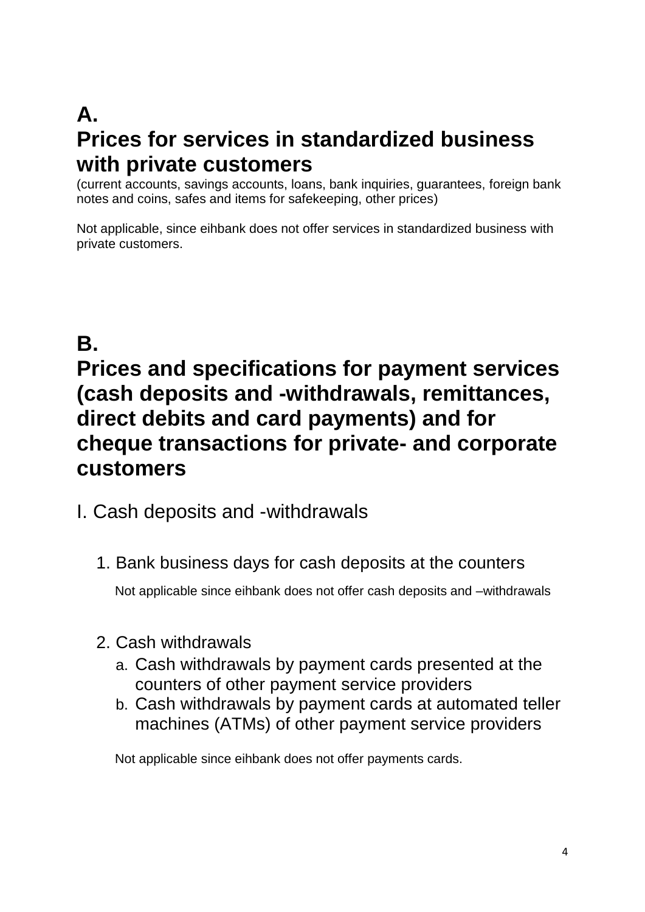# A.
# Prices for services in standardized business with private customers

(current accounts, savings accounts, loans, bank inquiries, guarantees, foreign bank notes and coins, safes and items for safekeeping, other prices)

Not applicable, since eihbank does not offer services in standardized business with private customers.

# B.
# Prices and specifications for payment services (cash deposits and -withdrawals, remittances, direct debits and card payments) and for cheque transactions for private- and corporate customers

## I. Cash deposits and -withdrawals

### 1. Bank business days for cash deposits at the counters

Not applicable since eihbank does not offer cash deposits and –withdrawals

### 2. Cash withdrawals

a. Cash withdrawals by payment cards presented at the counters of other payment service providers
b. Cash withdrawals by payment cards at automated teller machines (ATMs) of other payment service providers

Not applicable since eihbank does not offer payments cards.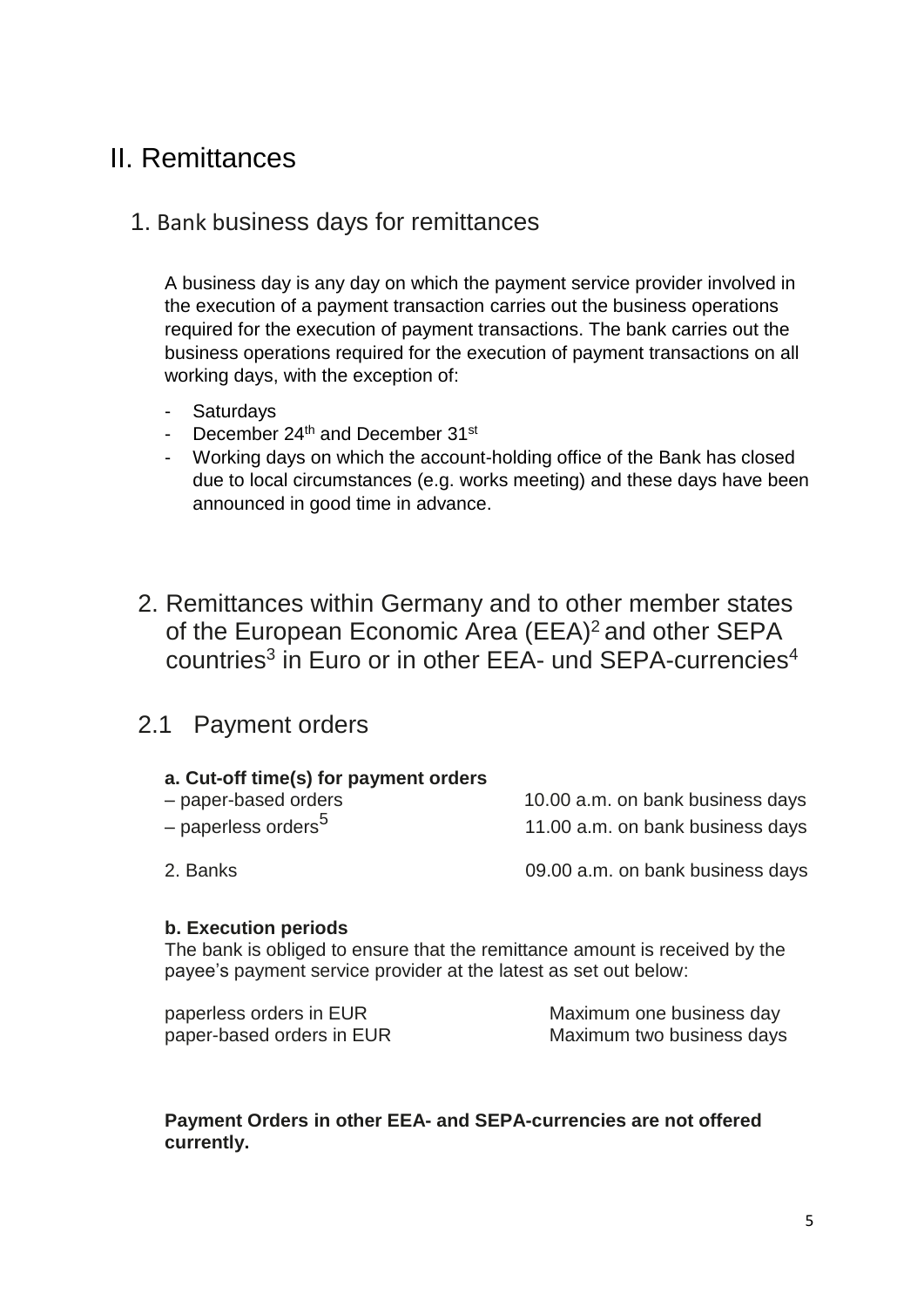# II. Remittances

## 1. Bank business days for remittances

A business day is any day on which the payment service provider involved in the execution of a payment transaction carries out the business operations required for the execution of payment transactions. The bank carries out the business operations required for the execution of payment transactions on all working days, with the exception of:

- Saturdays
- December 24th and December 31st
- Working days on which the account-holding office of the Bank has closed due to local circumstances (e.g. works meeting) and these days have been announced in good time in advance.

## 2. Remittances within Germany and to other member states of the European Economic Area (EEA)[2] and other SEPA countries[3] in Euro or in other EEA- und SEPA-currencies[4]

## 2.1 Payment orders

**a. Cut-off time(s) for payment orders**

| | |
|---|---|
| – paper-based orders | 10.00 a.m. on bank business days |
| – paperless orders[5] | 11.00 a.m. on bank business days |
| 2. Banks | 09.00 a.m. on bank business days |

**b. Execution periods**

The bank is obliged to ensure that the remittance amount is received by the payee's payment service provider at the latest as set out below:

| | |
|---|---|
| paperless orders in EUR | Maximum one business day |
| paper-based orders in EUR | Maximum two business days |

**Payment Orders in other EEA- and SEPA-currencies are not offered currently.**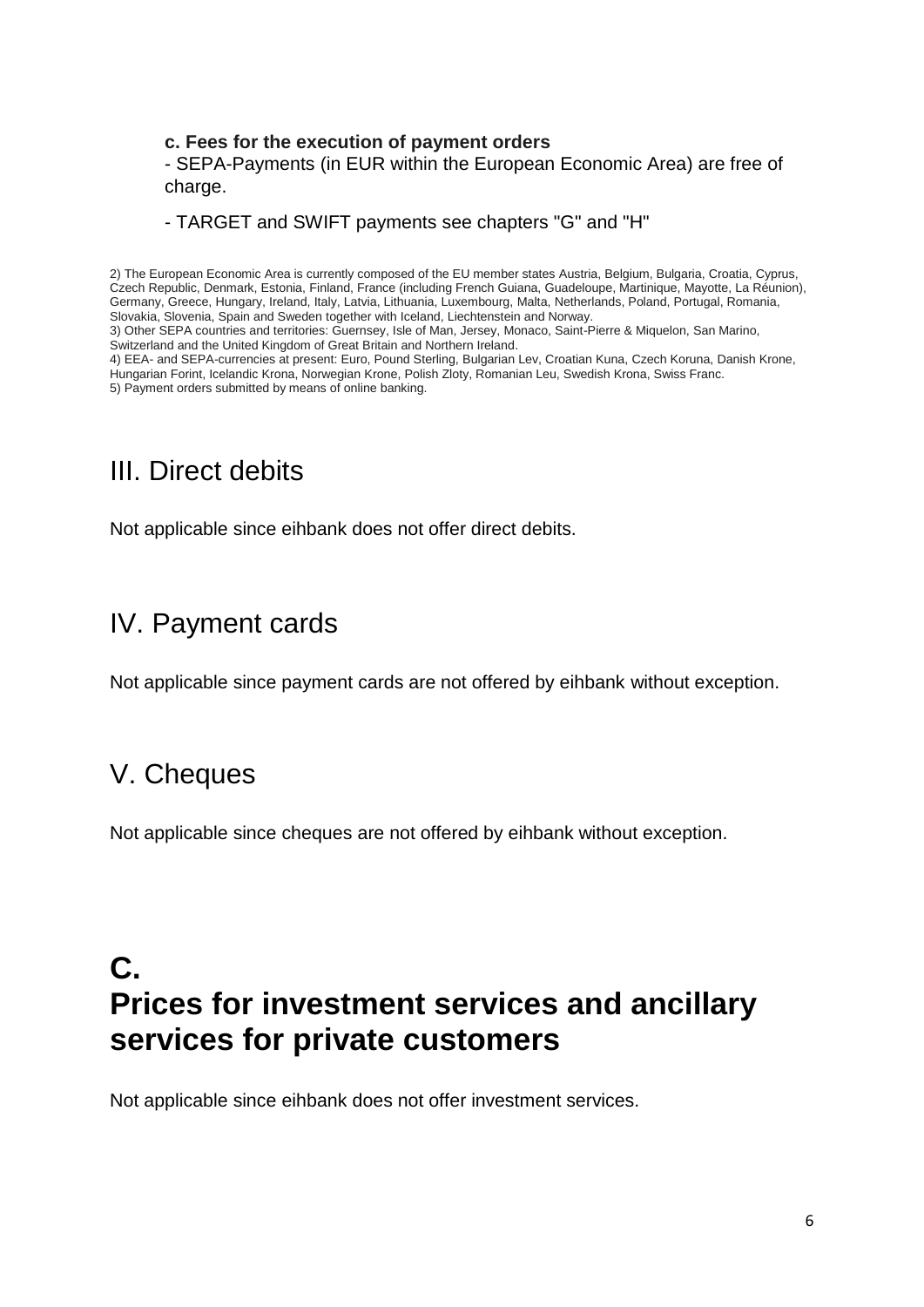**c. Fees for the execution of payment orders**

- SEPA-Payments (in EUR within the European Economic Area) are free of charge.

- TARGET and SWIFT payments see chapters "G" and "H"

2) The European Economic Area is currently composed of the EU member states Austria, Belgium, Bulgaria, Croatia, Cyprus, Czech Republic, Denmark, Estonia, Finland, France (including French Guiana, Guadeloupe, Martinique, Mayotte, La Réunion), Germany, Greece, Hungary, Ireland, Italy, Latvia, Lithuania, Luxembourg, Malta, Netherlands, Poland, Portugal, Romania, Slovakia, Slovenia, Spain and Sweden together with Iceland, Liechtenstein and Norway.
3) Other SEPA countries and territories: Guernsey, Isle of Man, Jersey, Monaco, Saint-Pierre & Miquelon, San Marino, Switzerland and the United Kingdom of Great Britain and Northern Ireland.
4) EEA- and SEPA-currencies at present: Euro, Pound Sterling, Bulgarian Lev, Croatian Kuna, Czech Koruna, Danish Krone, Hungarian Forint, Icelandic Krona, Norwegian Krone, Polish Zloty, Romanian Leu, Swedish Krona, Swiss Franc.
5) Payment orders submitted by means of online banking.

## III. Direct debits

Not applicable since eihbank does not offer direct debits.

## IV. Payment cards

Not applicable since payment cards are not offered by eihbank without exception.

## V. Cheques

Not applicable since cheques are not offered by eihbank without exception.

# C. Prices for investment services and ancillary services for private customers

Not applicable since eihbank does not offer investment services.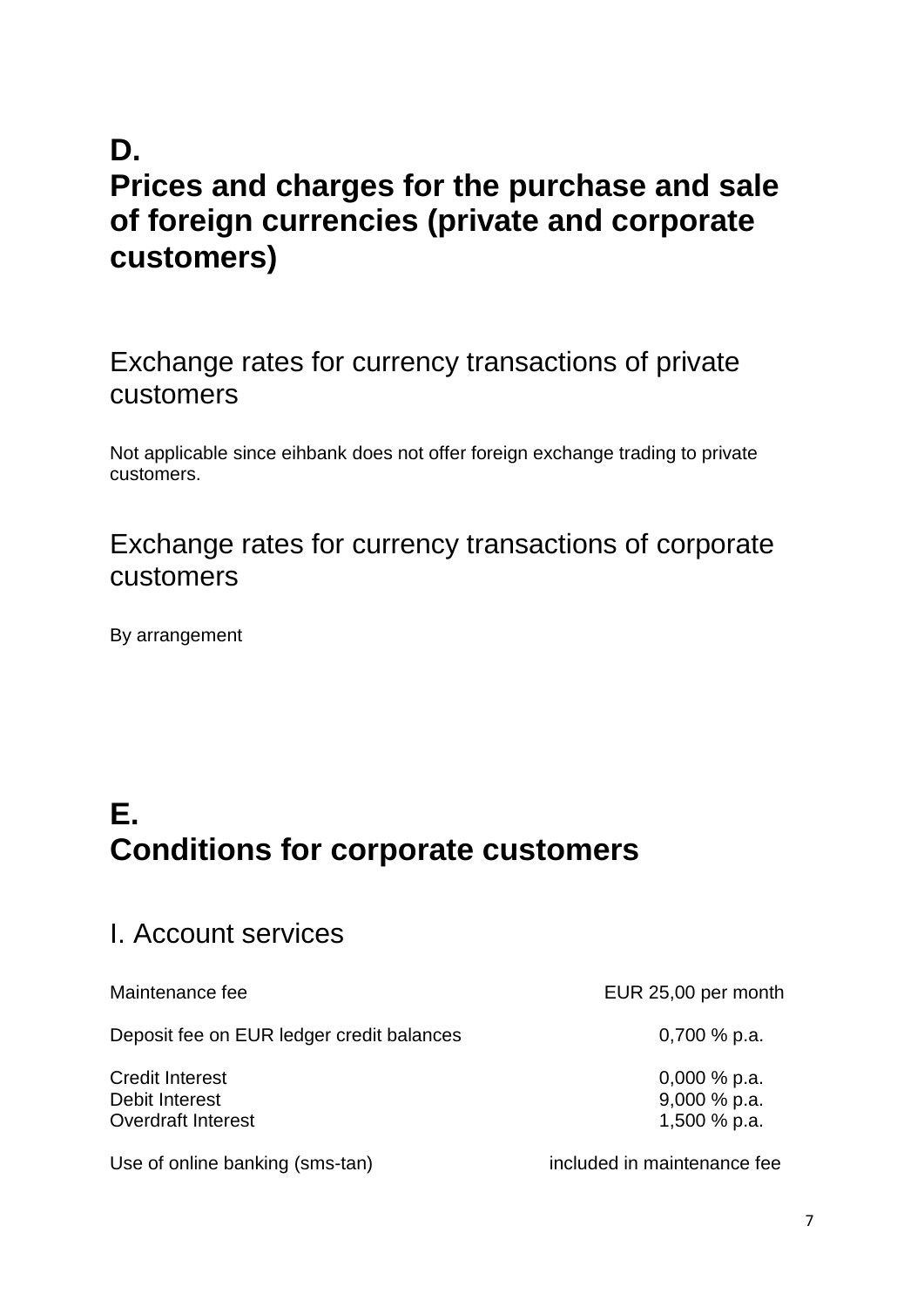# D.
# Prices and charges for the purchase and sale of foreign currencies (private and corporate customers)

## Exchange rates for currency transactions of private customers

Not applicable since eihbank does not offer foreign exchange trading to private customers.

## Exchange rates for currency transactions of corporate customers

By arrangement

# E.
# Conditions for corporate customers

## I. Account services

| | |
|---|---|
| Maintenance fee | EUR 25,00 per month |
| Deposit fee on EUR ledger credit balances | 0,700 % p.a. |
| Credit Interest | 0,000 % p.a. |
| Debit Interest | 9,000 % p.a. |
| Overdraft Interest | 1,500 % p.a. |
| Use of online banking (sms-tan) | included in maintenance fee |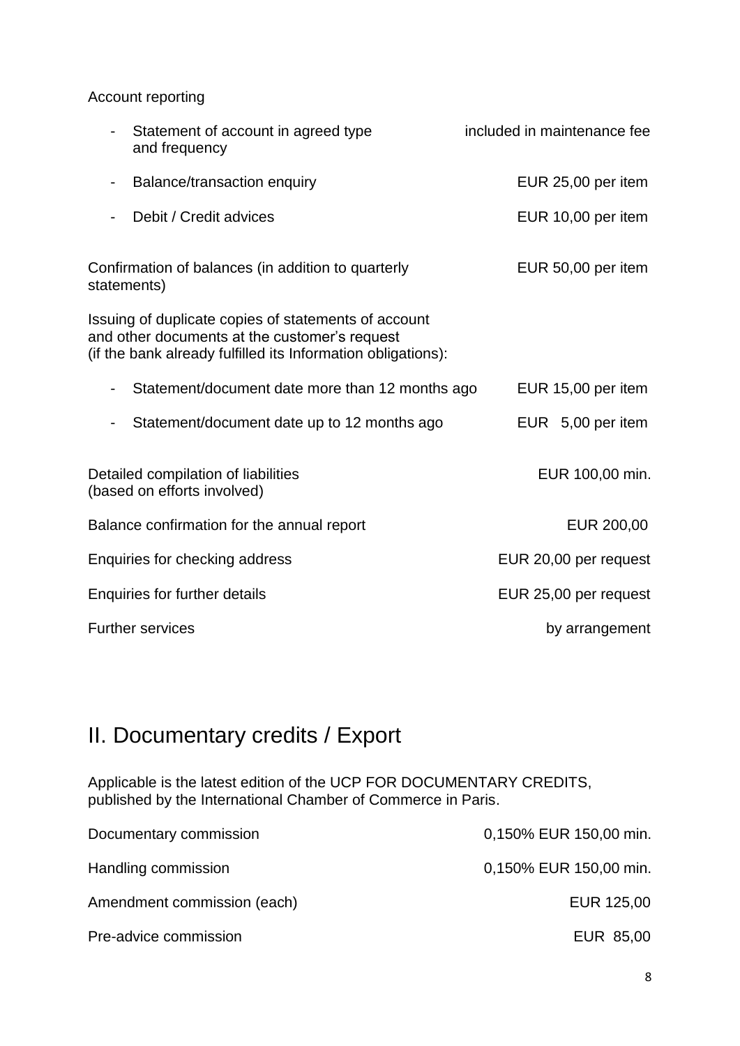Account reporting

| | |
|---|---|
| - Statement of account in agreed type and frequency | included in maintenance fee |
| - Balance/transaction enquiry | EUR 25,00 per item |
| - Debit / Credit advices | EUR 10,00 per item |

| | |
|---|---|
| Confirmation of balances (in addition to quarterly statements) | EUR 50,00 per item |

Issuing of duplicate copies of statements of account and other documents at the customer's request (if the bank already fulfilled its Information obligations):

| | |
|---|---|
| - Statement/document date more than 12 months ago | EUR 15,00 per item |
| - Statement/document date up to 12 months ago | EUR 5,00 per item |

| | |
|---|---|
| Detailed compilation of liabilities (based on efforts involved) | EUR 100,00 min. |
| Balance confirmation for the annual report | EUR 200,00 |
| Enquiries for checking address | EUR 20,00 per request |
| Enquiries for further details | EUR 25,00 per request |
| Further services | by arrangement |

# II. Documentary credits / Export

Applicable is the latest edition of the UCP FOR DOCUMENTARY CREDITS, published by the International Chamber of Commerce in Paris.

| | |
|---|---|
| Documentary commission | 0,150% EUR 150,00 min. |
| Handling commission | 0,150% EUR 150,00 min. |
| Amendment commission (each) | EUR 125,00 |
| Pre-advice commission | EUR 85,00 |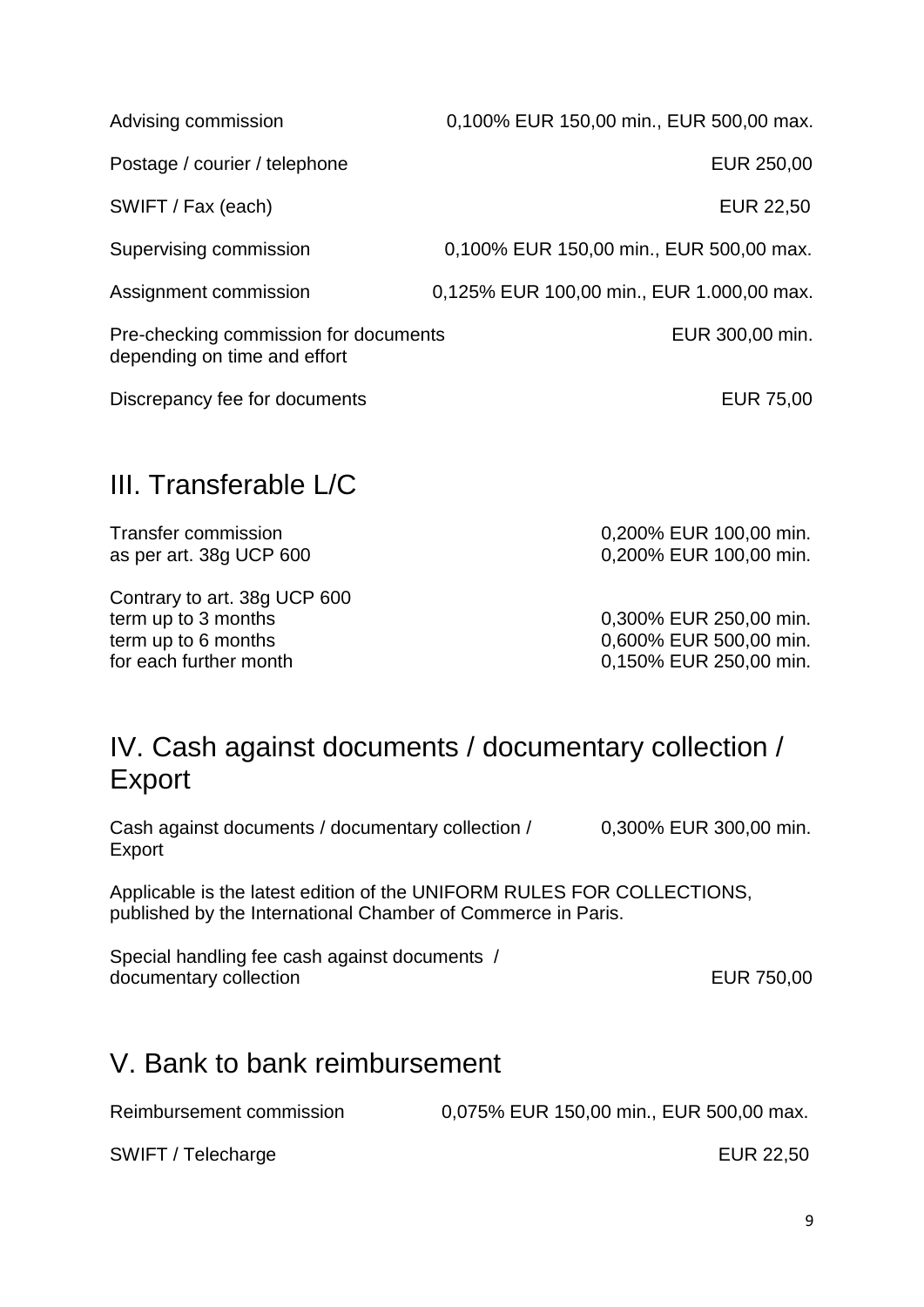| | |
|---|---|
| Advising commission | 0,100% EUR 150,00 min., EUR 500,00 max. |
| Postage / courier / telephone | EUR 250,00 |
| SWIFT / Fax (each) | EUR 22,50 |
| Supervising commission | 0,100% EUR 150,00 min., EUR 500,00 max. |
| Assignment commission | 0,125% EUR 100,00 min., EUR 1.000,00 max. |
| Pre-checking commission for documents depending on time and effort | EUR 300,00 min. |
| Discrepancy fee for documents | EUR 75,00 |

## III. Transferable L/C

| | |
|---|---|
| Transfer commission | 0,200% EUR 100,00 min. |
| as per art. 38g UCP 600 | 0,200% EUR 100,00 min. |
| Contrary to art. 38g UCP 600 | |
| term up to 3 months | 0,300% EUR 250,00 min. |
| term up to 6 months | 0,600% EUR 500,00 min. |
| for each further month | 0,150% EUR 250,00 min. |

## IV. Cash against documents / documentary collection / Export

| | |
|---|---|
| Cash against documents / documentary collection / Export | 0,300% EUR 300,00 min. |

Applicable is the latest edition of the UNIFORM RULES FOR COLLECTIONS, published by the International Chamber of Commerce in Paris.

| | |
|---|---|
| Special handling fee cash against documents / documentary collection | EUR 750,00 |

## V. Bank to bank reimbursement

| | |
|---|---|
| Reimbursement commission | 0,075% EUR 150,00 min., EUR 500,00 max. |
| SWIFT / Telecharge | EUR 22,50 |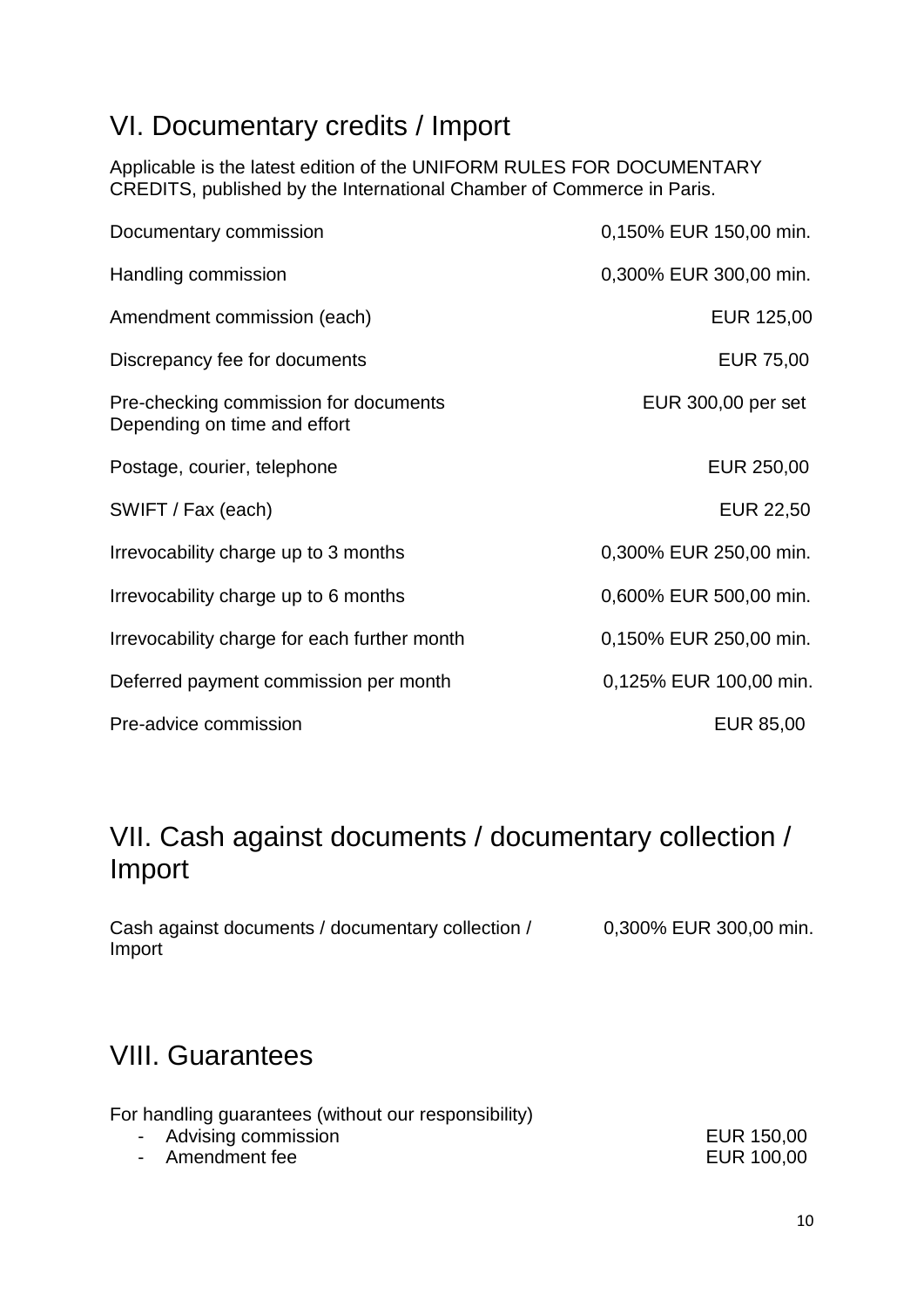## VI. Documentary credits / Import

Applicable is the latest edition of the UNIFORM RULES FOR DOCUMENTARY CREDITS, published by the International Chamber of Commerce in Paris.

| | |
|---|---|
| Documentary commission | 0,150% EUR 150,00 min. |
| Handling commission | 0,300% EUR 300,00 min. |
| Amendment commission (each) | EUR 125,00 |
| Discrepancy fee for documents | EUR 75,00 |
| Pre-checking commission for documents Depending on time and effort | EUR 300,00 per set |
| Postage, courier, telephone | EUR 250,00 |
| SWIFT / Fax (each) | EUR 22,50 |
| Irrevocability charge up to 3 months | 0,300% EUR 250,00 min. |
| Irrevocability charge up to 6 months | 0,600% EUR 500,00 min. |
| Irrevocability charge for each further month | 0,150% EUR 250,00 min. |
| Deferred payment commission per month | 0,125% EUR 100,00 min. |
| Pre-advice commission | EUR 85,00 |

## VII. Cash against documents / documentary collection / Import

| | |
|---|---|
| Cash against documents / documentary collection / Import | 0,300% EUR 300,00 min. |

## VIII. Guarantees

For handling guarantees (without our responsibility)

| | |
|---|---|
| - Advising commission | EUR 150,00 |
| - Amendment fee | EUR 100,00 |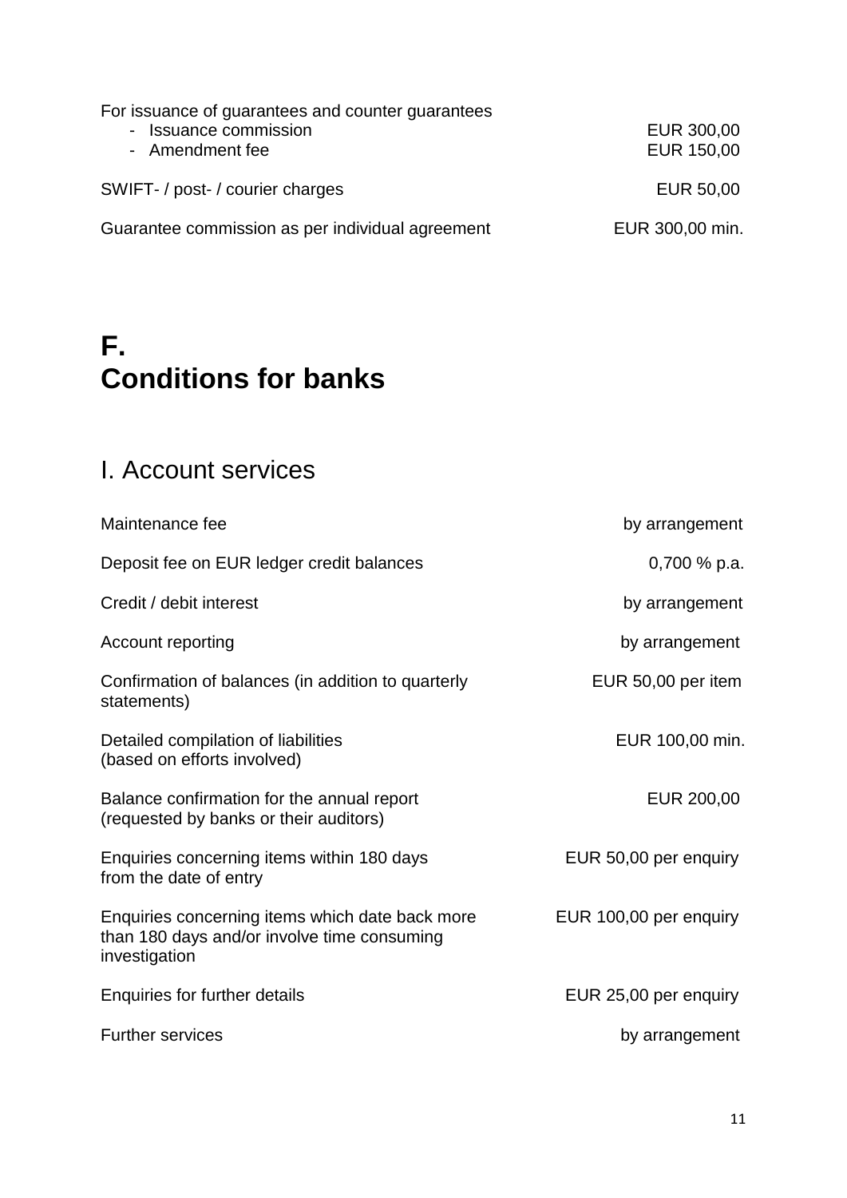For issuance of guarantees and counter guarantees

| | |
|---|---|
| - Issuance commission | EUR 300,00 |
| - Amendment fee | EUR 150,00 |
| SWIFT- / post- / courier charges | EUR 50,00 |
| Guarantee commission as per individual agreement | EUR 300,00 min. |

# F.
# Conditions for banks

## I. Account services

| | |
|---|---|
| Maintenance fee | by arrangement |
| Deposit fee on EUR ledger credit balances | 0,700 % p.a. |
| Credit / debit interest | by arrangement |
| Account reporting | by arrangement |
| Confirmation of balances (in addition to quarterly statements) | EUR 50,00 per item |
| Detailed compilation of liabilities (based on efforts involved) | EUR 100,00 min. |
| Balance confirmation for the annual report (requested by banks or their auditors) | EUR 200,00 |
| Enquiries concerning items within 180 days from the date of entry | EUR 50,00 per enquiry |
| Enquiries concerning items which date back more than 180 days and/or involve time consuming investigation | EUR 100,00 per enquiry |
| Enquiries for further details | EUR 25,00 per enquiry |
| Further services | by arrangement |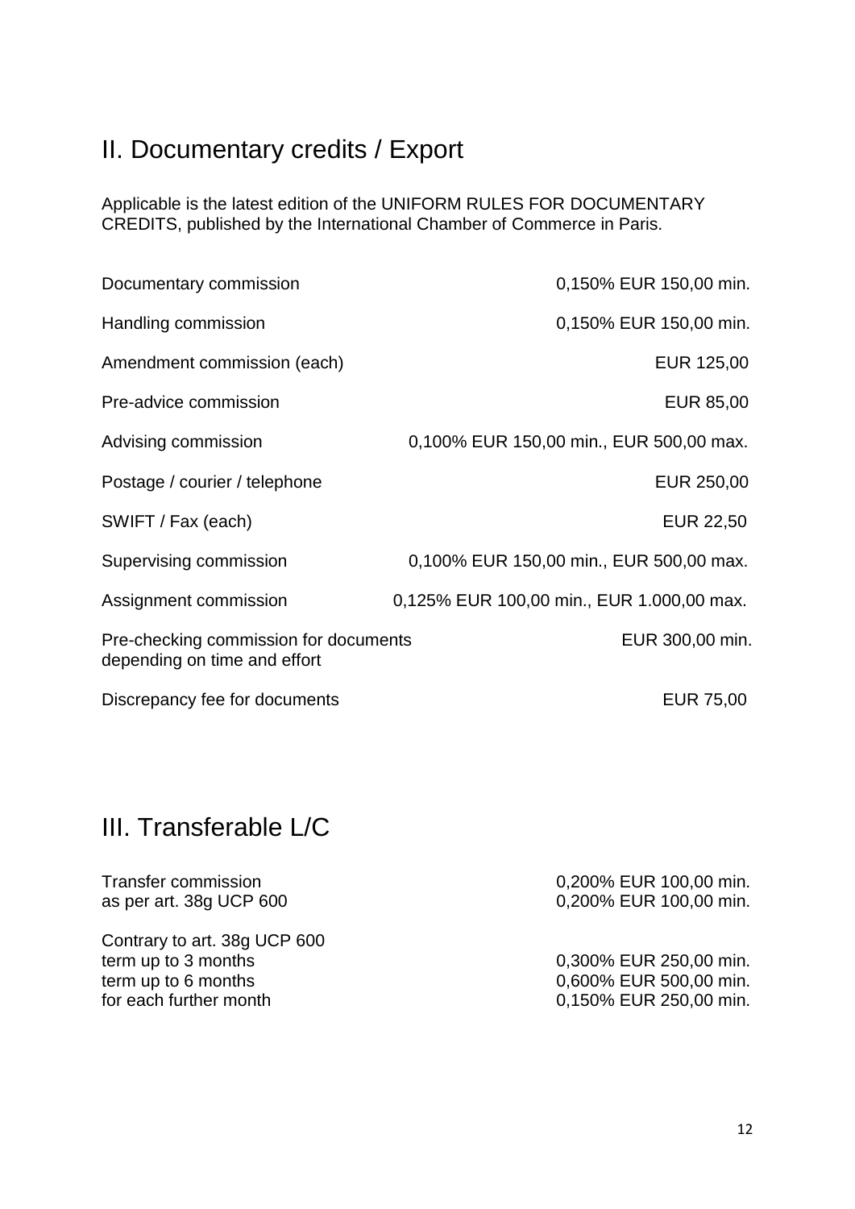## II. Documentary credits / Export

Applicable is the latest edition of the UNIFORM RULES FOR DOCUMENTARY CREDITS, published by the International Chamber of Commerce in Paris.

| | |
|---|---|
| Documentary commission | 0,150% EUR 150,00 min. |
| Handling commission | 0,150% EUR 150,00 min. |
| Amendment commission (each) | EUR 125,00 |
| Pre-advice commission | EUR 85,00 |
| Advising commission | 0,100% EUR 150,00 min., EUR 500,00 max. |
| Postage / courier / telephone | EUR 250,00 |
| SWIFT / Fax (each) | EUR 22,50 |
| Supervising commission | 0,100% EUR 150,00 min., EUR 500,00 max. |
| Assignment commission | 0,125% EUR 100,00 min., EUR 1.000,00 max. |
| Pre-checking commission for documents depending on time and effort | EUR 300,00 min. |
| Discrepancy fee for documents | EUR 75,00 |

## III. Transferable L/C

| | |
|---|---|
| Transfer commission | 0,200% EUR 100,00 min. |
| as per art. 38g UCP 600 | 0,200% EUR 100,00 min. |
| Contrary to art. 38g UCP 600 | |
| term up to 3 months | 0,300% EUR 250,00 min. |
| term up to 6 months | 0,600% EUR 500,00 min. |
| for each further month | 0,150% EUR 250,00 min. |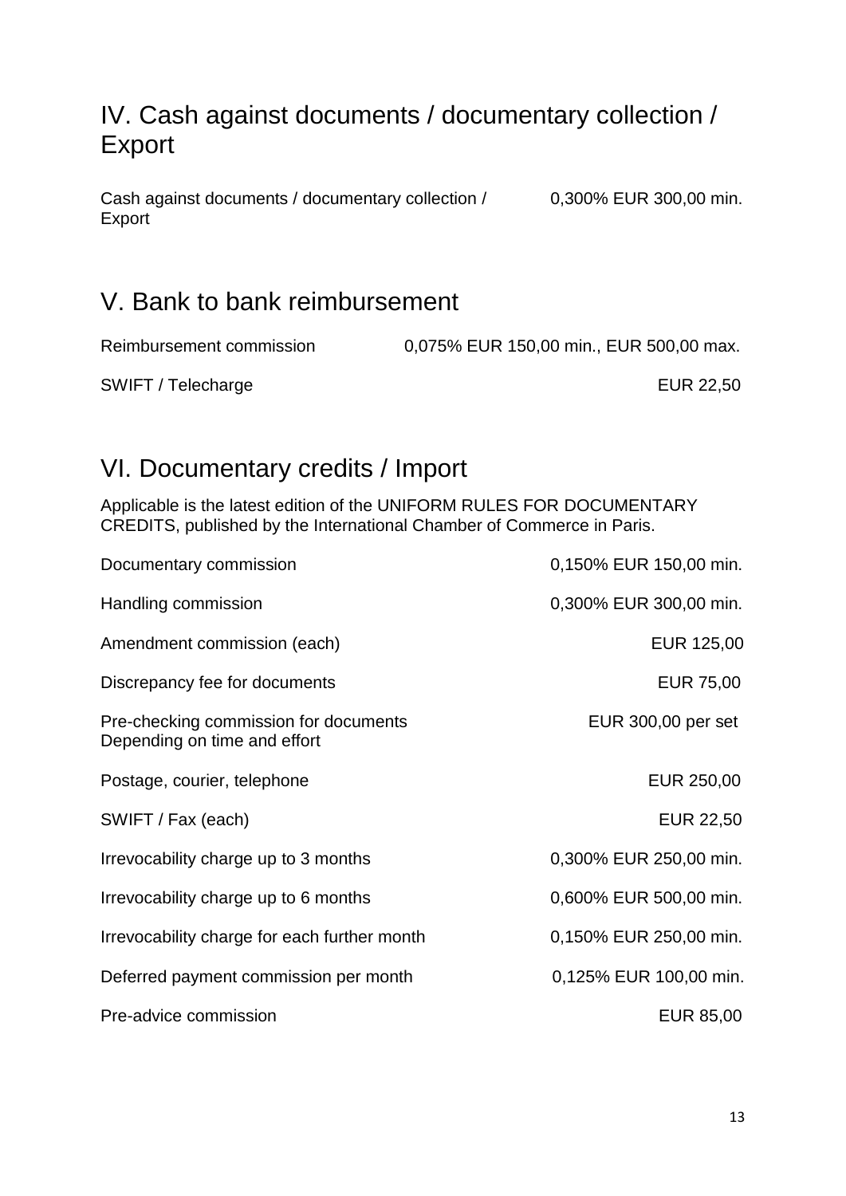## IV. Cash against documents / documentary collection / Export

| | |
|---|---|
| Cash against documents / documentary collection / Export | 0,300% EUR 300,00 min. |

## V. Bank to bank reimbursement

| | |
|---|---|
| Reimbursement commission | 0,075% EUR 150,00 min., EUR 500,00 max. |
| SWIFT / Telecharge | EUR 22,50 |

## VI. Documentary credits / Import

Applicable is the latest edition of the UNIFORM RULES FOR DOCUMENTARY CREDITS, published by the International Chamber of Commerce in Paris.

| | |
|---|---|
| Documentary commission | 0,150% EUR 150,00 min. |
| Handling commission | 0,300% EUR 300,00 min. |
| Amendment commission (each) | EUR 125,00 |
| Discrepancy fee for documents | EUR 75,00 |
| Pre-checking commission for documents Depending on time and effort | EUR 300,00 per set |
| Postage, courier, telephone | EUR 250,00 |
| SWIFT / Fax (each) | EUR 22,50 |
| Irrevocability charge up to 3 months | 0,300% EUR 250,00 min. |
| Irrevocability charge up to 6 months | 0,600% EUR 500,00 min. |
| Irrevocability charge for each further month | 0,150% EUR 250,00 min. |
| Deferred payment commission per month | 0,125% EUR 100,00 min. |
| Pre-advice commission | EUR 85,00 |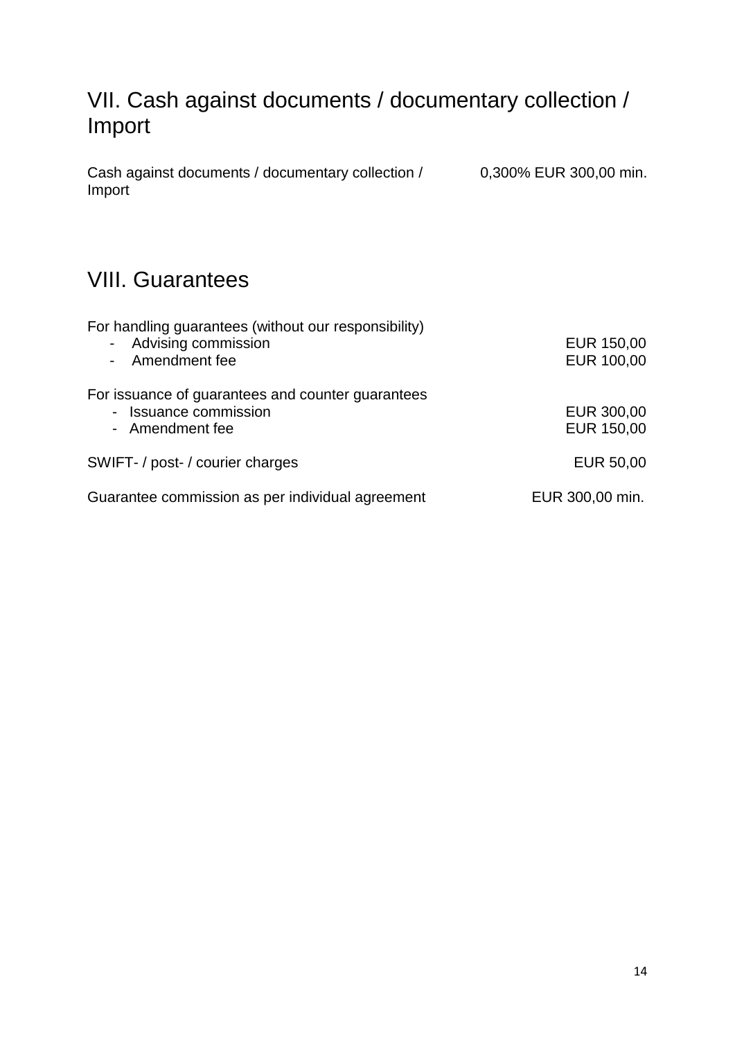## VII. Cash against documents / documentary collection / Import

| | |
|---|---|
| Cash against documents / documentary collection / Import | 0,300% EUR 300,00 min. |

## VIII. Guarantees

| | |
|---|---|
| For handling guarantees (without our responsibility) | |
| - Advising commission | EUR 150,00 |
| - Amendment fee | EUR 100,00 |
| For issuance of guarantees and counter guarantees | |
| - Issuance commission | EUR 300,00 |
| - Amendment fee | EUR 150,00 |
| SWIFT- / post- / courier charges | EUR 50,00 |
| Guarantee commission as per individual agreement | EUR 300,00 min. |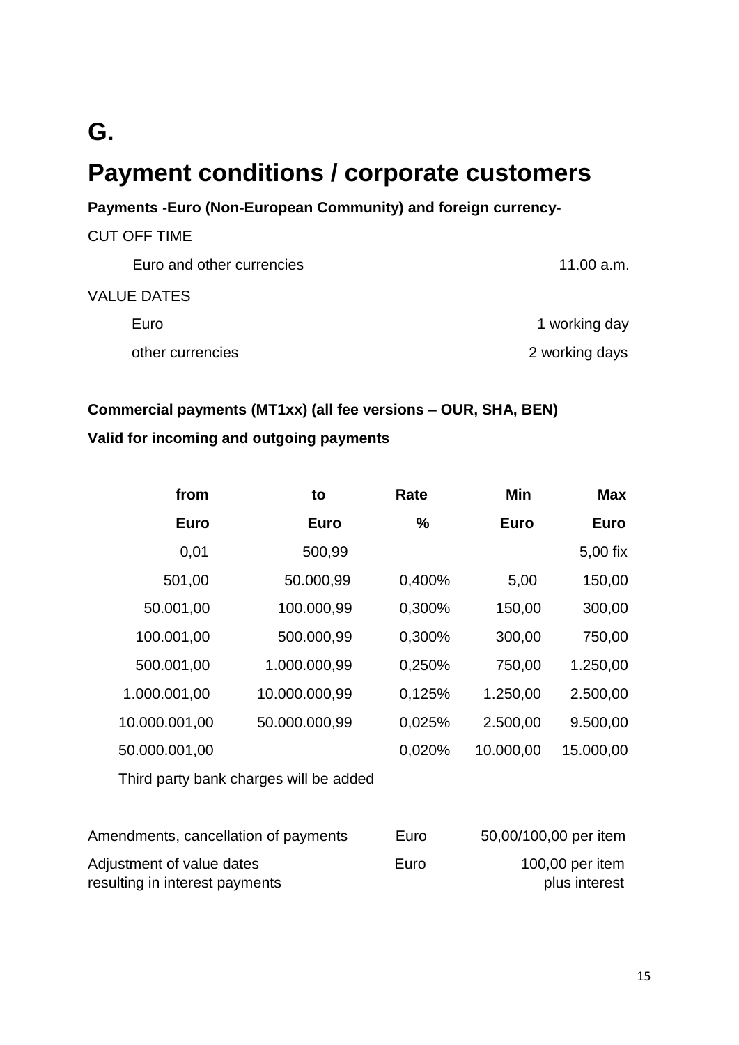# G.

# Payment conditions / corporate customers

**Payments -Euro (Non-European Community) and foreign currency-**

CUT OFF TIME

| | |
|---|---|
| Euro and other currencies | 11.00 a.m. |

VALUE DATES

| | |
|---|---|
| Euro | 1 working day |
| other currencies | 2 working days |

**Commercial payments (MT1xx) (all fee versions – OUR, SHA, BEN)**

**Valid for incoming and outgoing payments**

| from | to | Rate | Min | Max |
|---|---|---|---|---|
| **Euro** | **Euro** | **%** | **Euro** | **Euro** |
| 0,01 | 500,99 | | | 5,00 fix |
| 501,00 | 50.000,99 | 0,400% | 5,00 | 150,00 |
| 50.001,00 | 100.000,99 | 0,300% | 150,00 | 300,00 |
| 100.001,00 | 500.000,99 | 0,300% | 300,00 | 750,00 |
| 500.001,00 | 1.000.000,99 | 0,250% | 750,00 | 1.250,00 |
| 1.000.001,00 | 10.000.000,99 | 0,125% | 1.250,00 | 2.500,00 |
| 10.000.001,00 | 50.000.000,99 | 0,025% | 2.500,00 | 9.500,00 |
| 50.000.001,00 | | 0,020% | 10.000,00 | 15.000,00 |

Third party bank charges will be added

| | | |
|---|---|---|
| Amendments, cancellation of payments | Euro | 50,00/100,00 per item |
| Adjustment of value dates resulting in interest payments | Euro | 100,00 per item plus interest |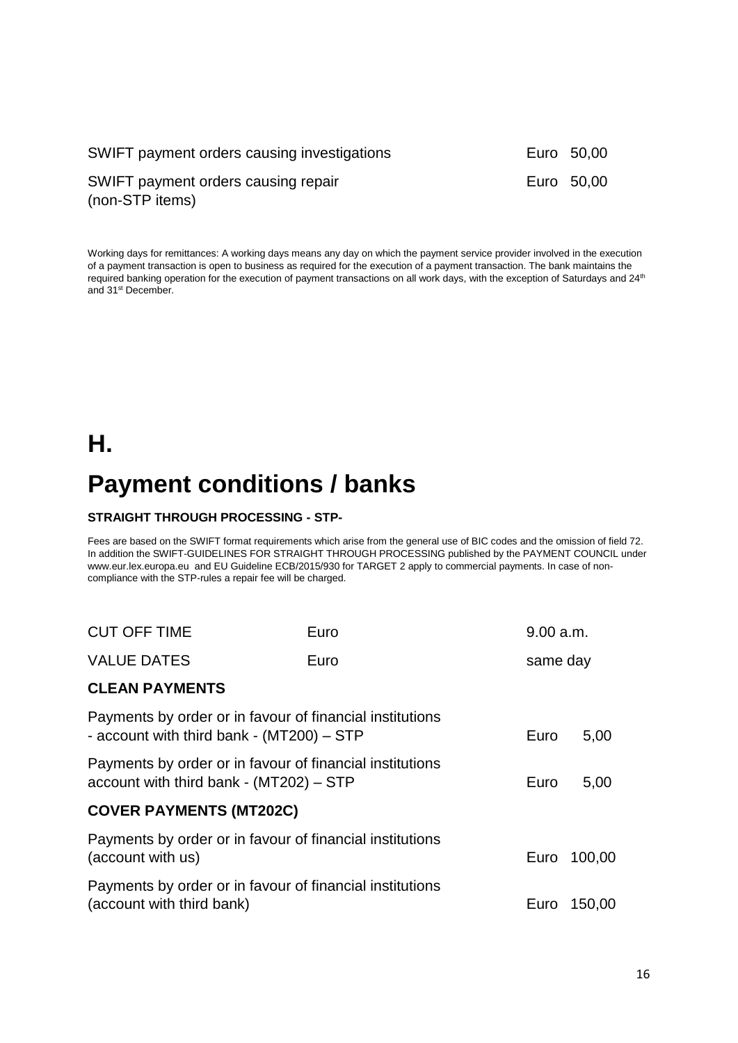| | |
|---|---|
| SWIFT payment orders causing investigations | Euro 50,00 |
| SWIFT payment orders causing repair (non-STP items) | Euro 50,00 |

Working days for remittances: A working days means any day on which the payment service provider involved in the execution of a payment transaction is open to business as required for the execution of a payment transaction. The bank maintains the required banking operation for the execution of payment transactions on all work days, with the exception of Saturdays and 24th and 31st December.

# H.

# Payment conditions / banks

**STRAIGHT THROUGH PROCESSING - STP-**

Fees are based on the SWIFT format requirements which arise from the general use of BIC codes and the omission of field 72. In addition the SWIFT-GUIDELINES FOR STRAIGHT THROUGH PROCESSING published by the PAYMENT COUNCIL under www.eur.lex.europa.eu and EU Guideline ECB/2015/930 for TARGET 2 apply to commercial payments. In case of non-compliance with the STP-rules a repair fee will be charged.

| | | |
|---|---|---|
| CUT OFF TIME | Euro | 9.00 a.m. |
| VALUE DATES | Euro | same day |

**CLEAN PAYMENTS**

| | |
|---|---|
| Payments by order or in favour of financial institutions - account with third bank - (MT200) – STP | Euro 5,00 |
| Payments by order or in favour of financial institutions account with third bank - (MT202) – STP | Euro 5,00 |

**COVER PAYMENTS (MT202C)**

| | |
|---|---|
| Payments by order or in favour of financial institutions (account with us) | Euro 100,00 |
| Payments by order or in favour of financial institutions (account with third bank) | Euro 150,00 |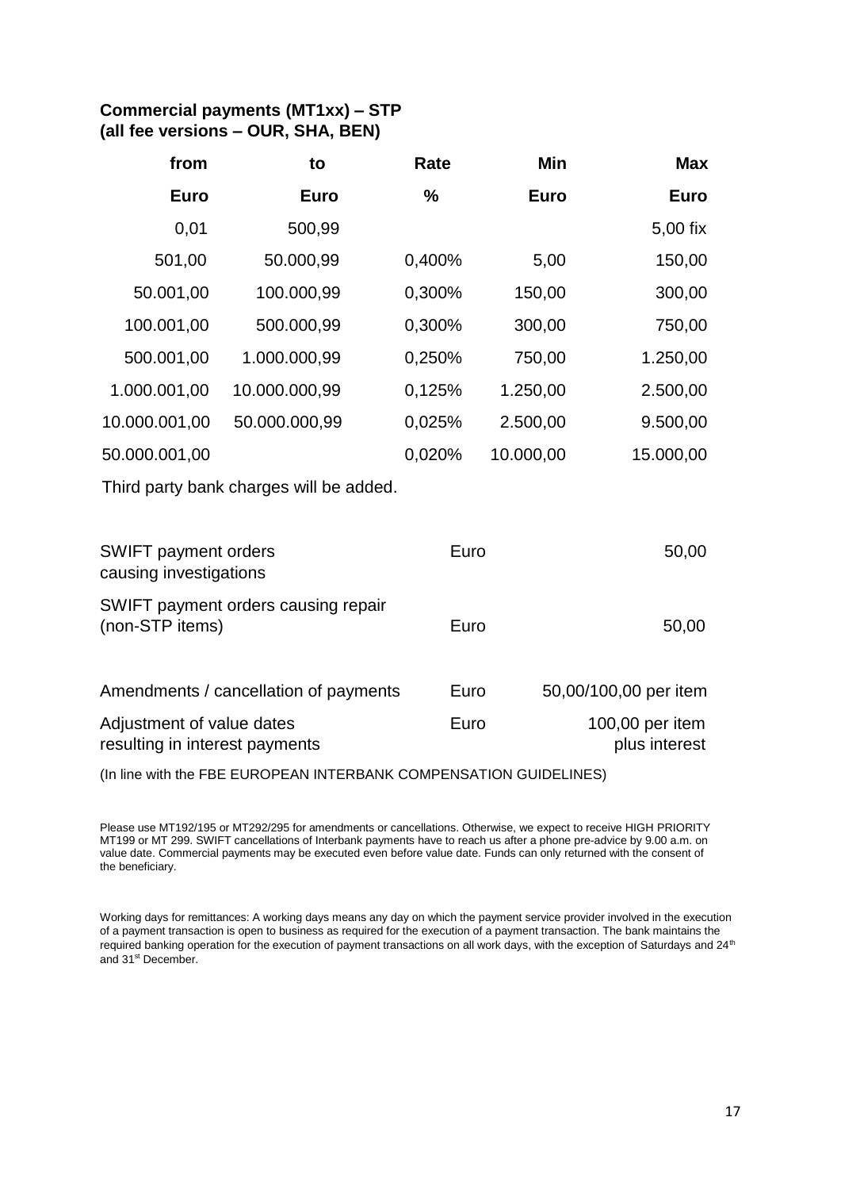### Commercial payments (MT1xx) – STP (all fee versions – OUR, SHA, BEN)

| from | to | Rate | Min | Max |
|---|---|---|---|---|
| Euro | Euro | % | Euro | Euro |
| 0,01 | 500,99 | | | 5,00 fix |
| 501,00 | 50.000,99 | 0,400% | 5,00 | 150,00 |
| 50.001,00 | 100.000,99 | 0,300% | 150,00 | 300,00 |
| 100.001,00 | 500.000,99 | 0,300% | 300,00 | 750,00 |
| 500.001,00 | 1.000.000,99 | 0,250% | 750,00 | 1.250,00 |
| 1.000.001,00 | 10.000.000,99 | 0,125% | 1.250,00 | 2.500,00 |
| 10.000.001,00 | 50.000.000,99 | 0,025% | 2.500,00 | 9.500,00 |
| 50.000.001,00 | | 0,020% | 10.000,00 | 15.000,00 |

Third party bank charges will be added.

| | | |
|---|---|---|
| SWIFT payment orders causing investigations | Euro | 50,00 |
| SWIFT payment orders causing repair (non-STP items) | Euro | 50,00 |
| Amendments / cancellation of payments | Euro | 50,00/100,00 per item |
| Adjustment of value dates resulting in interest payments | Euro | 100,00 per item plus interest |

(In line with the FBE EUROPEAN INTERBANK COMPENSATION GUIDELINES)

Please use MT192/195 or MT292/295 for amendments or cancellations. Otherwise, we expect to receive HIGH PRIORITY MT199 or MT 299. SWIFT cancellations of Interbank payments have to reach us after a phone pre-advice by 9.00 a.m. on value date. Commercial payments may be executed even before value date. Funds can only returned with the consent of the beneficiary.

Working days for remittances: A working days means any day on which the payment service provider involved in the execution of a payment transaction is open to business as required for the execution of a payment transaction. The bank maintains the required banking operation for the execution of payment transactions on all work days, with the exception of Saturdays and 24th and 31st December.